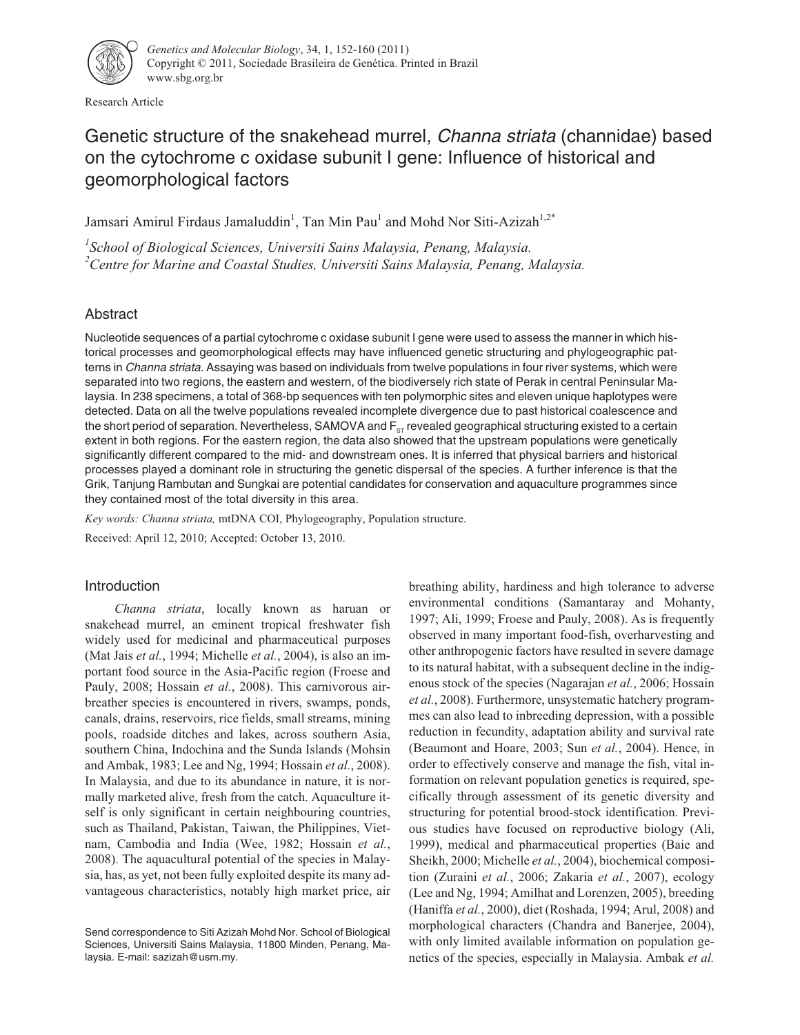Research Article

# Genetic structure of the snakehead murrel, *Channa striata* (channidae) based on the cytochrome c oxidase subunit I gene: Influence of historical and geomorphological factors

Jamsari Amirul Firdaus Jamaluddin[1], Tan Min Pau[1] and Mohd Nor Siti-Azizah[1,2*]

[1]*School of Biological Sciences, Universiti Sains Malaysia, Penang, Malaysia.*
[2]*Centre for Marine and Coastal Studies, Universiti Sains Malaysia, Penang, Malaysia.*

## Abstract

Nucleotide sequences of a partial cytochrome c oxidase subunit I gene were used to assess the manner in which historical processes and geomorphological effects may have influenced genetic structuring and phylogeographic patterns in *Channa striata*. Assaying was based on individuals from twelve populations in four river systems, which were separated into two regions, the eastern and western, of the biodiversely rich state of Perak in central Peninsular Malaysia. In 238 specimens, a total of 368-bp sequences with ten polymorphic sites and eleven unique haplotypes were detected. Data on all the twelve populations revealed incomplete divergence due to past historical coalescence and the short period of separation. Nevertheless, SAMOVA and $F_{ST}$ revealed geographical structuring existed to a certain extent in both regions. For the eastern region, the data also showed that the upstream populations were genetically significantly different compared to the mid- and downstream ones. It is inferred that physical barriers and historical processes played a dominant role in structuring the genetic dispersal of the species. A further inference is that the Grik, Tanjung Rambutan and Sungkai are potential candidates for conservation and aquaculture programmes since they contained most of the total diversity in this area.

*Key words: Channa striata,* mtDNA COI, Phylogeography, Population structure.

Received: April 12, 2010; Accepted: October 13, 2010.

## Introduction

*Channa striata*, locally known as haruan or snakehead murrel, an eminent tropical freshwater fish widely used for medicinal and pharmaceutical purposes (Mat Jais *et al.*, 1994; Michelle *et al.*, 2004), is also an important food source in the Asia-Pacific region (Froese and Pauly, 2008; Hossain *et al.*, 2008). This carnivorous air-breather species is encountered in rivers, swamps, ponds, canals, drains, reservoirs, rice fields, small streams, mining pools, roadside ditches and lakes, across southern Asia, southern China, Indochina and the Sunda Islands (Mohsin and Ambak, 1983; Lee and Ng, 1994; Hossain *et al.*, 2008). In Malaysia, and due to its abundance in nature, it is normally marketed alive, fresh from the catch. Aquaculture itself is only significant in certain neighbouring countries, such as Thailand, Pakistan, Taiwan, the Philippines, Vietnam, Cambodia and India (Wee, 1982; Hossain *et al.*, 2008). The aquacultural potential of the species in Malaysia, has, as yet, not been fully exploited despite its many advantageous characteristics, notably high market price, air breathing ability, hardiness and high tolerance to adverse environmental conditions (Samantaray and Mohanty, 1997; Ali, 1999; Froese and Pauly, 2008). As is frequently observed in many important food-fish, overharvesting and other anthropogenic factors have resulted in severe damage to its natural habitat, with a subsequent decline in the indigenous stock of the species (Nagarajan *et al.*, 2006; Hossain *et al.*, 2008). Furthermore, unsystematic hatchery programmes can also lead to inbreeding depression, with a possible reduction in fecundity, adaptation ability and survival rate (Beaumont and Hoare, 2003; Sun *et al.*, 2004). Hence, in order to effectively conserve and manage the fish, vital information on relevant population genetics is required, specifically through assessment of its genetic diversity and structuring for potential brood-stock identification. Previous studies have focused on reproductive biology (Ali, 1999), medical and pharmaceutical properties (Baie and Sheikh, 2000; Michelle *et al.*, 2004), biochemical composition (Zuraini *et al.*, 2006; Zakaria *et al.*, 2007), ecology (Lee and Ng, 1994; Amilhat and Lorenzen, 2005), breeding (Haniffa *et al.*, 2000), diet (Roshada, 1994; Arul, 2008) and morphological characters (Chandra and Banerjee, 2004), with only limited available information on population genetics of the species, especially in Malaysia. Ambak *et al.*

Send correspondence to Siti Azizah Mohd Nor. School of Biological Sciences, Universiti Sains Malaysia, 11800 Minden, Penang, Malaysia. E-mail: sazizah@usm.my.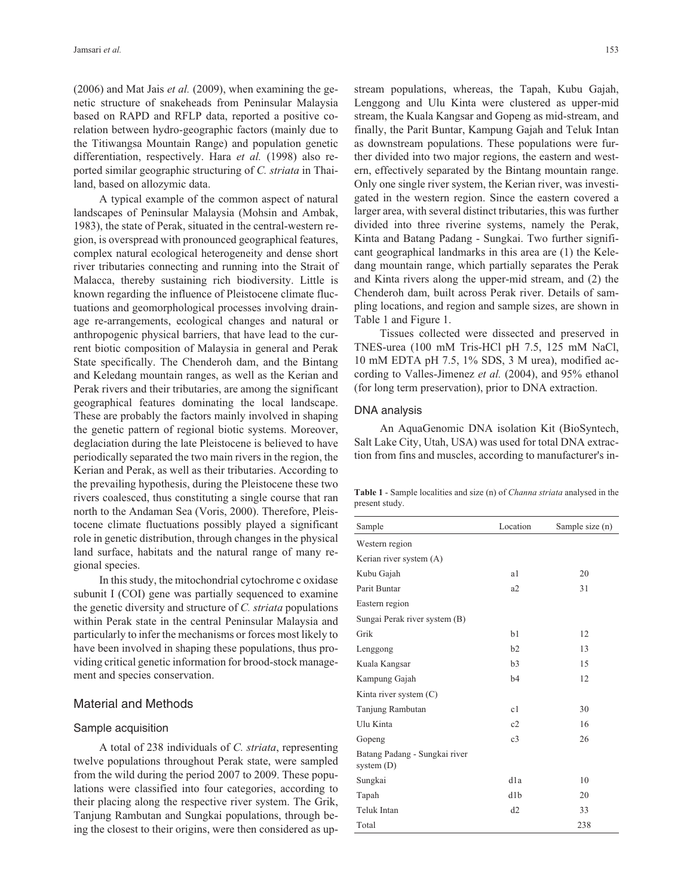(2006) and Mat Jais *et al.* (2009), when examining the genetic structure of snakeheads from Peninsular Malaysia based on RAPD and RFLP data, reported a positive co-relation between hydro-geographic factors (mainly due to the Titiwangsa Mountain Range) and population genetic differentiation, respectively. Hara *et al.* (1998) also reported similar geographic structuring of *C. striata* in Thailand, based on allozymic data.

A typical example of the common aspect of natural landscapes of Peninsular Malaysia (Mohsin and Ambak, 1983), the state of Perak, situated in the central-western region, is overspread with pronounced geographical features, complex natural ecological heterogeneity and dense short river tributaries connecting and running into the Strait of Malacca, thereby sustaining rich biodiversity. Little is known regarding the influence of Pleistocene climate fluctuations and geomorphological processes involving drainage re-arrangements, ecological changes and natural or anthropogenic physical barriers, that have lead to the current biotic composition of Malaysia in general and Perak State specifically. The Chenderoh dam, and the Bintang and Keledang mountain ranges, as well as the Kerian and Perak rivers and their tributaries, are among the significant geographical features dominating the local landscape. These are probably the factors mainly involved in shaping the genetic pattern of regional biotic systems. Moreover, deglaciation during the late Pleistocene is believed to have periodically separated the two main rivers in the region, the Kerian and Perak, as well as their tributaries. According to the prevailing hypothesis, during the Pleistocene these two rivers coalesced, thus constituting a single course that ran north to the Andaman Sea (Voris, 2000). Therefore, Pleistocene climate fluctuations possibly played a significant role in genetic distribution, through changes in the physical land surface, habitats and the natural range of many regional species.

In this study, the mitochondrial cytochrome c oxidase subunit I (COI) gene was partially sequenced to examine the genetic diversity and structure of *C. striata* populations within Perak state in the central Peninsular Malaysia and particularly to infer the mechanisms or forces most likely to have been involved in shaping these populations, thus providing critical genetic information for brood-stock management and species conservation.

## Material and Methods

### Sample acquisition

A total of 238 individuals of *C. striata*, representing twelve populations throughout Perak state, were sampled from the wild during the period 2007 to 2009. These populations were classified into four categories, according to their placing along the respective river system. The Grik, Tanjung Rambutan and Sungkai populations, through being the closest to their origins, were then considered as upstream populations, whereas, the Tapah, Kubu Gajah, Lenggong and Ulu Kinta were clustered as upper-mid stream, the Kuala Kangsar and Gopeng as mid-stream, and finally, the Parit Buntar, Kampung Gajah and Teluk Intan as downstream populations. These populations were further divided into two major regions, the eastern and western, effectively separated by the Bintang mountain range. Only one single river system, the Kerian river, was investigated in the western region. Since the eastern covered a larger area, with several distinct tributaries, this was further divided into three riverine systems, namely the Perak, Kinta and Batang Padang - Sungkai. Two further significant geographical landmarks in this area are (1) the Keledang mountain range, which partially separates the Perak and Kinta rivers along the upper-mid stream, and (2) the Chenderoh dam, built across Perak river. Details of sampling locations, and region and sample sizes, are shown in Table 1 and Figure 1.

Tissues collected were dissected and preserved in TNES-urea (100 mM Tris-HCl pH 7.5, 125 mM NaCl, 10 mM EDTA pH 7.5, 1% SDS, 3 M urea), modified according to Valles-Jimenez *et al.* (2004), and 95% ethanol (for long term preservation), prior to DNA extraction.

### DNA analysis

An AquaGenomic DNA isolation Kit (BioSyntech, Salt Lake City, Utah, USA) was used for total DNA extraction from fins and muscles, according to manufacturer's in-

**Table 1** - Sample localities and size (n) of *Channa striata* analysed in the present study.

| Sample | Location | Sample size (n) |
|---|---|---|
| Western region | | |
| Kerian river system (A) | | |
| Kubu Gajah | a1 | 20 |
| Parit Buntar | a2 | 31 |
| Eastern region | | |
| Sungai Perak river system (B) | | |
| Grik | b1 | 12 |
| Lenggong | b2 | 13 |
| Kuala Kangsar | b3 | 15 |
| Kampung Gajah | b4 | 12 |
| Kinta river system (C) | | |
| Tanjung Rambutan | c1 | 30 |
| Ulu Kinta | c2 | 16 |
| Gopeng | c3 | 26 |
| Batang Padang - Sungkai river system (D) | | |
| Sungkai | d1a | 10 |
| Tapah | d1b | 20 |
| Teluk Intan | d2 | 33 |
| Total | | 238 |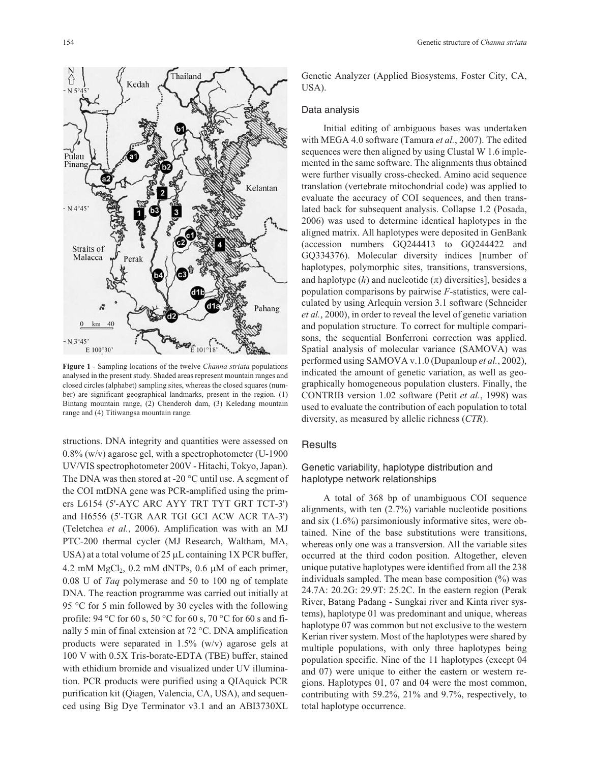**Figure 1** - Sampling locations of the twelve *Channa striata* populations analysed in the present study. Shaded areas represent mountain ranges and closed circles (alphabet) sampling sites, whereas the closed squares (number) are significant geographical landmarks, present in the region. (1) Bintang mountain range, (2) Chenderoh dam, (3) Keledang mountain range and (4) Titiwangsa mountain range.

structions. DNA integrity and quantities were assessed on 0.8% (w/v) agarose gel, with a spectrophotometer (U-1900 UV/VIS spectrophotometer 200V - Hitachi, Tokyo, Japan). The DNA was then stored at -20 °C until use. A segment of the COI mtDNA gene was PCR-amplified using the primers L6154 (5'-AYC ARC AYY TRT TYT GRT TCT-3') and H6556 (5'-TGR AAR TGI GCI ACW ACR TA-3') (Teletchea *et al.*, 2006). Amplification was with an MJ PTC-200 thermal cycler (MJ Research, Waltham, MA, USA) at a total volume of 25 μL containing 1X PCR buffer, 4.2 mM $MgCl_2$, 0.2 mM dNTPs, 0.6 μM of each primer, 0.08 U of *Taq* polymerase and 50 to 100 ng of template DNA. The reaction programme was carried out initially at 95 °C for 5 min followed by 30 cycles with the following profile: 94 °C for 60 s, 50 °C for 60 s, 70 °C for 60 s and finally 5 min of final extension at 72 °C. DNA amplification products were separated in 1.5% (w/v) agarose gels at 100 V with 0.5X Tris-borate-EDTA (TBE) buffer, stained with ethidium bromide and visualized under UV illumination. PCR products were purified using a QIAquick PCR purification kit (Qiagen, Valencia, CA, USA), and sequenced using Big Dye Terminator v3.1 and an ABI3730XL Genetic Analyzer (Applied Biosystems, Foster City, CA, USA).

### Data analysis

Initial editing of ambiguous bases was undertaken with MEGA 4.0 software (Tamura *et al.*, 2007). The edited sequences were then aligned by using Clustal W 1.6 implemented in the same software. The alignments thus obtained were further visually cross-checked. Amino acid sequence translation (vertebrate mitochondrial code) was applied to evaluate the accuracy of COI sequences, and then translated back for subsequent analysis. Collapse 1.2 (Posada, 2006) was used to determine identical haplotypes in the aligned matrix. All haplotypes were deposited in GenBank (accession numbers GQ244413 to GQ244422 and GQ334376). Molecular diversity indices [number of haplotypes, polymorphic sites, transitions, transversions, and haplotype ($h$) and nucleotide ($\pi$) diversities], besides a population comparisons by pairwise $F$-statistics, were calculated by using Arlequin version 3.1 software (Schneider *et al.*, 2000), in order to reveal the level of genetic variation and population structure. To correct for multiple comparisons, the sequential Bonferroni correction was applied. Spatial analysis of molecular variance (SAMOVA) was performed using SAMOVA v.1.0 (Dupanloup *et al.*, 2002), indicated the amount of genetic variation, as well as geographically homogeneous population clusters. Finally, the CONTRIB version 1.02 software (Petit *et al.*, 1998) was used to evaluate the contribution of each population to total diversity, as measured by allelic richness (*CTR*).

## Results

### Genetic variability, haplotype distribution and haplotype network relationships

A total of 368 bp of unambiguous COI sequence alignments, with ten (2.7%) variable nucleotide positions and six (1.6%) parsimoniously informative sites, were obtained. Nine of the base substitutions were transitions, whereas only one was a transversion. All the variable sites occurred at the third codon position. Altogether, eleven unique putative haplotypes were identified from all the 238 individuals sampled. The mean base composition (%) was 24.7A: 20.2G: 29.9T: 25.2C. In the eastern region (Perak River, Batang Padang - Sungkai river and Kinta river systems), haplotype 01 was predominant and unique, whereas haplotype 07 was common but not exclusive to the western Kerian river system. Most of the haplotypes were shared by multiple populations, with only three haplotypes being population specific. Nine of the 11 haplotypes (except 04 and 07) were unique to either the eastern or western regions. Haplotypes 01, 07 and 04 were the most common, contributing with 59.2%, 21% and 9.7%, respectively, to total haplotype occurrence.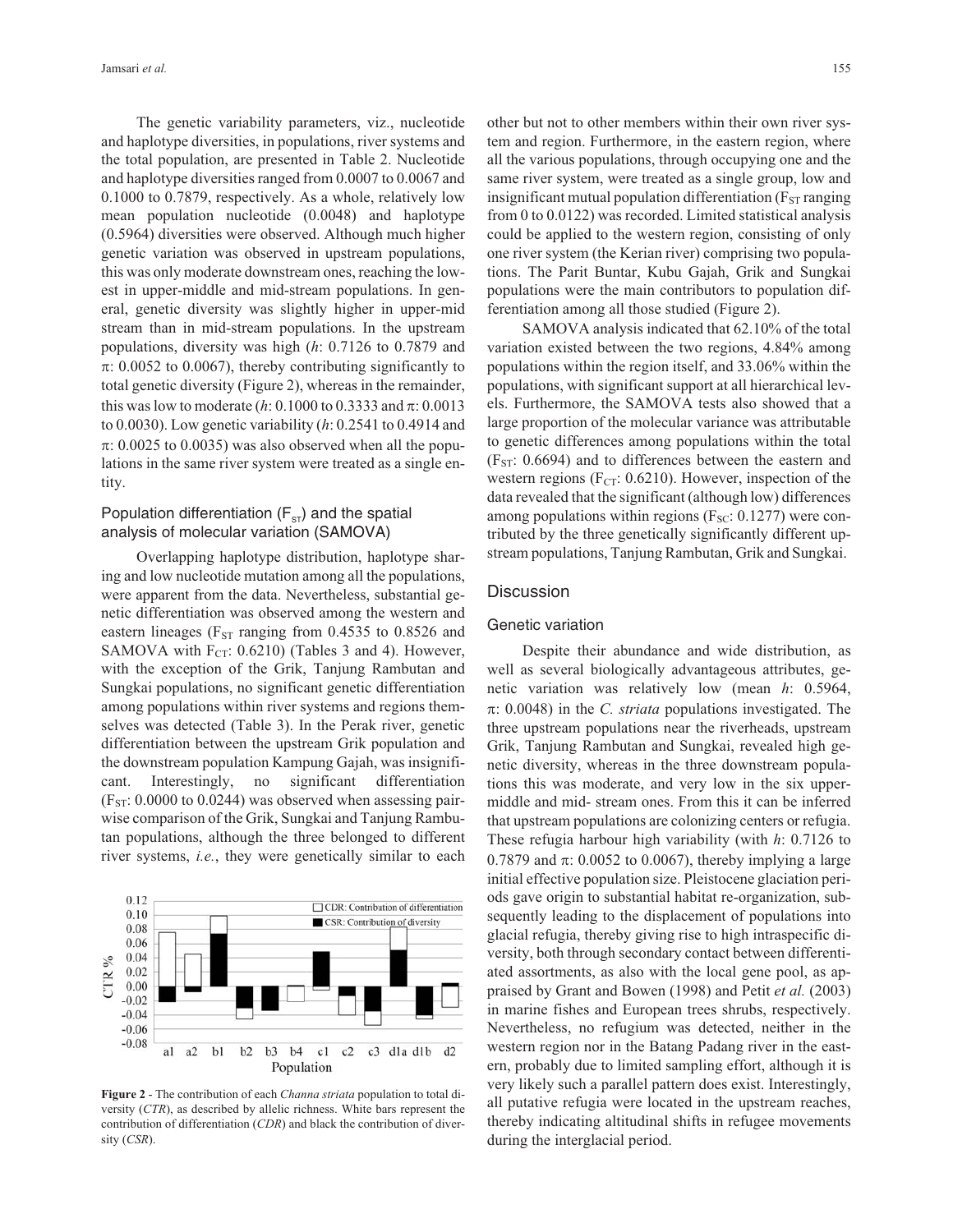The genetic variability parameters, viz., nucleotide and haplotype diversities, in populations, river systems and the total population, are presented in Table 2. Nucleotide and haplotype diversities ranged from 0.0007 to 0.0067 and 0.1000 to 0.7879, respectively. As a whole, relatively low mean population nucleotide (0.0048) and haplotype (0.5964) diversities were observed. Although much higher genetic variation was observed in upstream populations, this was only moderate downstream ones, reaching the lowest in upper-middle and mid-stream populations. In general, genetic diversity was slightly higher in upper-mid stream than in mid-stream populations. In the upstream populations, diversity was high (*h*: 0.7126 to 0.7879 and $\pi$: 0.0052 to 0.0067), thereby contributing significantly to total genetic diversity (Figure 2), whereas in the remainder, this was low to moderate (*h*: 0.1000 to 0.3333 and $\pi$: 0.0013 to 0.0030). Low genetic variability (*h*: 0.2541 to 0.4914 and $\pi$: 0.0025 to 0.0035) was also observed when all the populations in the same river system were treated as a single entity.

### Population differentiation ($F_{ST}$) and the spatial analysis of molecular variation (SAMOVA)

Overlapping haplotype distribution, haplotype sharing and low nucleotide mutation among all the populations, were apparent from the data. Nevertheless, substantial genetic differentiation was observed among the western and eastern lineages ($F_{ST}$ ranging from 0.4535 to 0.8526 and SAMOVA with $F_{CT}$: 0.6210) (Tables 3 and 4). However, with the exception of the Grik, Tanjung Rambutan and Sungkai populations, no significant genetic differentiation among populations within river systems and regions themselves was detected (Table 3). In the Perak river, genetic differentiation between the upstream Grik population and the downstream population Kampung Gajah, was insignificant. Interestingly, no significant differentiation ($F_{ST}$: 0.0000 to 0.0244) was observed when assessing pairwise comparison of the Grik, Sungkai and Tanjung Rambutan populations, although the three belonged to different river systems, *i.e.*, they were genetically similar to each other but not to other members within their own river system and region. Furthermore, in the eastern region, where all the various populations, through occupying one and the same river system, were treated as a single group, low and insignificant mutual population differentiation ($F_{ST}$ ranging from 0 to 0.0122) was recorded. Limited statistical analysis could be applied to the western region, consisting of only one river system (the Kerian river) comprising two populations. The Parit Buntar, Kubu Gajah, Grik and Sungkai populations were the main contributors to population differentiation among all those studied (Figure 2).

SAMOVA analysis indicated that 62.10% of the total variation existed between the two regions, 4.84% among populations within the region itself, and 33.06% within the populations, with significant support at all hierarchical levels. Furthermore, the SAMOVA tests also showed that a large proportion of the molecular variance was attributable to genetic differences among populations within the total ($F_{ST}$: 0.6694) and to differences between the eastern and western regions ($F_{CT}$: 0.6210). However, inspection of the data revealed that the significant (although low) differences among populations within regions ($F_{SC}$: 0.1277) were contributed by the three genetically significantly different upstream populations, Tanjung Rambutan, Grik and Sungkai.

**Figure 2** - The contribution of each *Channa striata* population to total diversity (*CTR*), as described by allelic richness. White bars represent the contribution of differentiation (*CDR*) and black the contribution of diversity (*CSR*).

## Discussion

### Genetic variation

Despite their abundance and wide distribution, as well as several biologically advantageous attributes, genetic variation was relatively low (mean *h*: 0.5964, $\pi$: 0.0048) in the *C. striata* populations investigated. The three upstream populations near the riverheads, upstream Grik, Tanjung Rambutan and Sungkai, revealed high genetic diversity, whereas in the three downstream populations this was moderate, and very low in the six upper-middle and mid- stream ones. From this it can be inferred that upstream populations are colonizing centers or refugia. These refugia harbour high variability (with *h*: 0.7126 to 0.7879 and $\pi$: 0.0052 to 0.0067), thereby implying a large initial effective population size. Pleistocene glaciation periods gave origin to substantial habitat re-organization, subsequently leading to the displacement of populations into glacial refugia, thereby giving rise to high intraspecific diversity, both through secondary contact between differentiated assortments, as also with the local gene pool, as appraised by Grant and Bowen (1998) and Petit *et al.* (2003) in marine fishes and European trees shrubs, respectively. Nevertheless, no refugium was detected, neither in the western region nor in the Batang Padang river in the eastern, probably due to limited sampling effort, although it is very likely such a parallel pattern does exist. Interestingly, all putative refugia were located in the upstream reaches, thereby indicating altitudinal shifts in refugee movements during the interglacial period.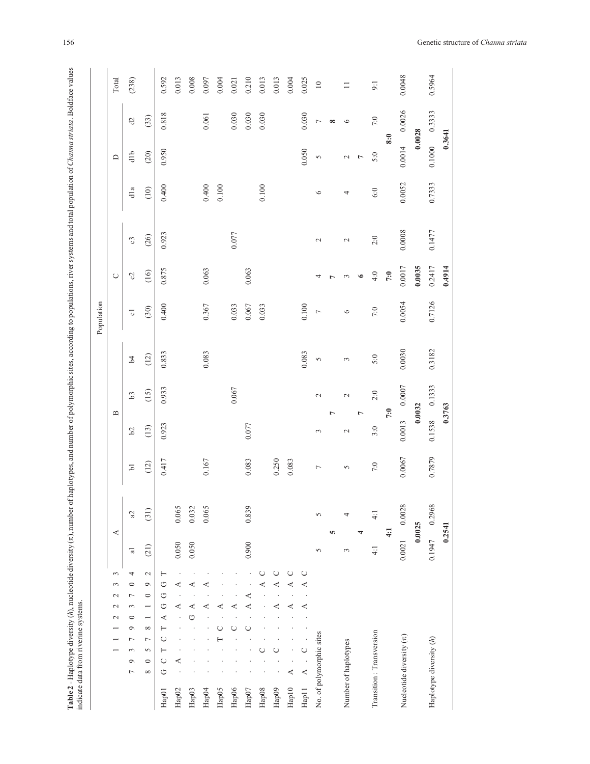**Table 2** - Haplotype diversity ($h$), nucleotide diversity ($\pi$), number of haplotypes, and number of polymorphic sites, according to populations, river systems and total population of *Channa striata*. Boldface values indicate data from riverine systems.

| | Polymorphic sites (78, 90, 135, 177, 198, 201, 231, 270, 309, 342) | Population | | | | | | | | | | | | |
|---|---|---|---|---|---|---|---|---|---|---|---|---|---|---|
| | | A | | B | | | | C | | | D | | | Total |
| | | a1 | a2 | b1 | b2 | b3 | b4 | c1 | c2 | c3 | d1a | d1b | d2 | |
| | | (21) | (31) | (12) | (13) | (15) | (12) | (30) | (16) | (26) | (10) | (20) | (33) | (238) |
| Hap01 | G C T C T A G G G T | | | 0.417 | 0.923 | 0.933 | 0.833 | 0.400 | 0.875 | 0.923 | 0.400 | 0.950 | 0.818 | 0.592 |
| Hap02 | . A . . . . A . A . | 0.050 | 0.065 | | | | | | | | | | | 0.013 |
| Hap03 | . . . . . G A . A . | 0.050 | 0.032 | | | | | | | | | | | 0.008 |
| Hap04 | . . . . . . A . A . | | 0.065 | 0.167 | | | 0.083 | 0.367 | 0.063 | | 0.400 | | 0.061 | 0.097 |
| Hap05 | . . . T C . A . . . | | | | | | | | | | 0.100 | | | 0.004 |
| Hap06 | . . . . C . A . . . | | | | | 0.067 | | 0.033 | | 0.077 | | | 0.030 | 0.021 |
| Hap07 | . . . . C . A A . . | 0.900 | 0.839 | 0.083 | 0.077 | | | 0.067 | 0.063 | | | | 0.030 | 0.210 |
| Hap08 | . . C . . . . . A C | | | | | | | 0.033 | | | 0.100 | | 0.030 | 0.013 |
| Hap09 | . . C . . . A . A C | | | 0.250 | | | | | | | | | | 0.013 |
| Hap10 | A . . . . . A . A C | | | 0.083 | | | | | | | | | | 0.004 |
| Hap11 | A . C . . . A . A C | | | | | | 0.083 | 0.100 | | | | 0.050 | 0.030 | 0.025 |
| No. of polymorphic sites | | 5 | 5 | 7 | 3 | 2 | 5 | 7 | 4 | 2 | 6 | 5 | 7 | 10 |
| | | **5** | | **7** | | | | **7** | | | **8** | | | |
| Number of haplotypes | | 3 | 4 | 5 | 2 | 2 | 3 | 6 | 3 | 2 | 4 | 2 | 6 | 11 |
| | | **4** | | **7** | | | | **6** | | | **7** | | | |
| Transition : Transversion | | 4:1 | 4:1 | 7:0 | 3:0 | 2:0 | 5:0 | 7:0 | 4:0 | 2:0 | 6:0 | 5:0 | 7:0 | 9:1 |
| | | **4:1** | | **7:0** | | | | **7:0** | | | **8:0** | | | |
| Nucleotide diversity ($\pi$) | | 0.0021 | 0.0028 | 0.0067 | 0.0013 | 0.0007 | 0.0030 | 0.0054 | 0.0017 | 0.0008 | 0.0052 | 0.0014 | 0.0026 | 0.0048 |
| | | **0.0025** | | **0.0032** | | | | **0.0035** | | | **0.0028** | | | |
| Haplotype diversity ($h$) | | 0.1947 | 0.2968 | 0.7879 | 0.1538 | 0.1333 | 0.3182 | 0.7126 | 0.2417 | 0.1477 | 0.7333 | 0.1000 | 0.3333 | 0.5964 |
| | | **0.2541** | | **0.3763** | | | | **0.4914** | | | **0.3641** | | | |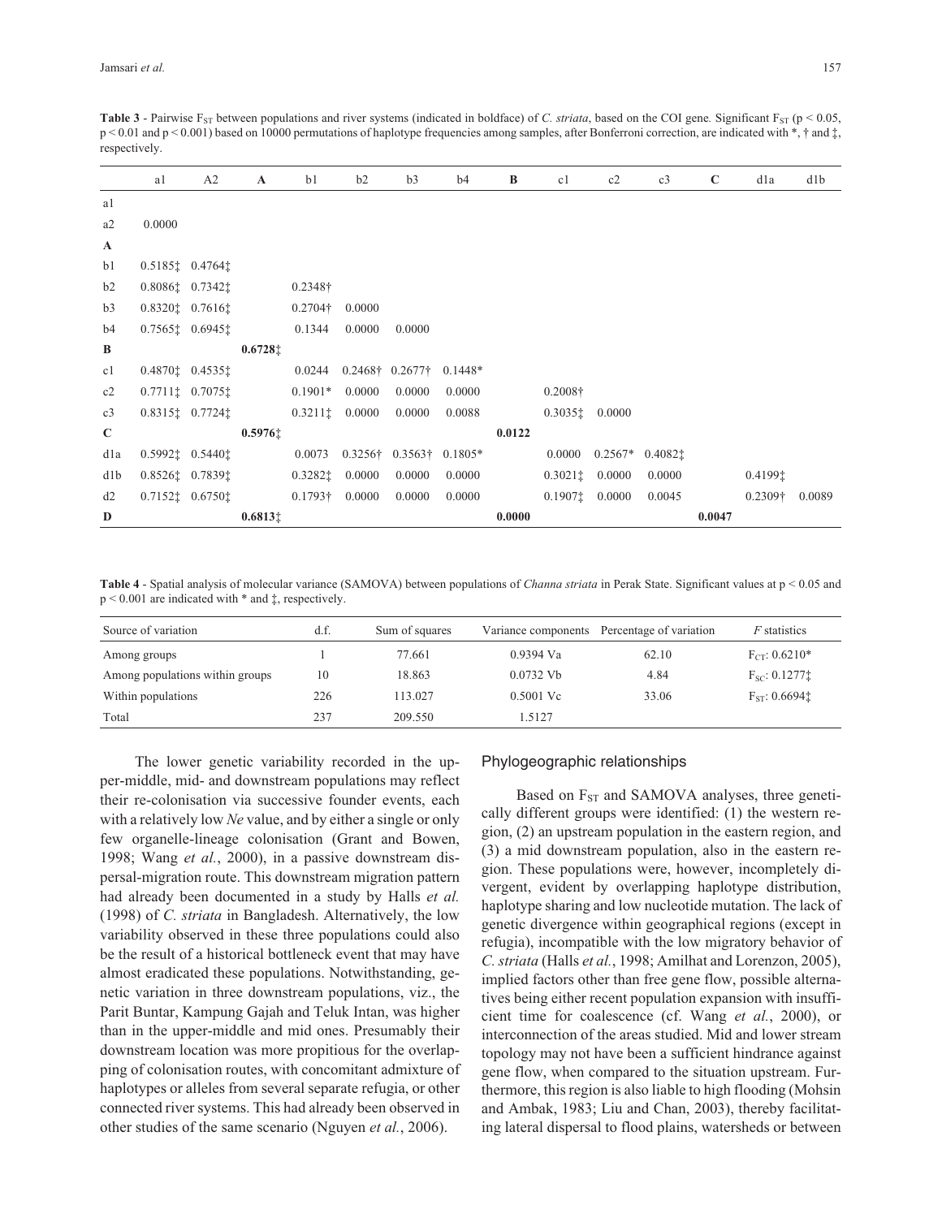**Table 3** - Pairwise $F_{ST}$ between populations and river systems (indicated in boldface) of *C. striata*, based on the COI gene. Significant $F_{ST}$ ($p < 0.05$, $p < 0.01$ and $p < 0.001$) based on 10000 permutations of haplotype frequencies among samples, after Bonferroni correction, are indicated with *, † and ‡, respectively.

| | a1 | A2 | **A** | b1 | b2 | b3 | b4 | **B** | c1 | c2 | c3 | **C** | d1a | d1b |
|---|---|---|---|---|---|---|---|---|---|---|---|---|---|---|
| a1 | | | | | | | | | | | | | | |
| a2 | 0.0000 | | | | | | | | | | | | | |
| **A** | | | | | | | | | | | | | | |
| b1 | 0.5185‡ | 0.4764‡ | | | | | | | | | | | | |
| b2 | 0.8086‡ | 0.7342‡ | | 0.2348† | | | | | | | | | | |
| b3 | 0.8320‡ | 0.7616‡ | | 0.2704† | 0.0000 | | | | | | | | | |
| b4 | 0.7565‡ | 0.6945‡ | | 0.1344 | 0.0000 | 0.0000 | | | | | | | | |
| **B** | | | **0.6728‡** | | | | | | | | | | | |
| c1 | 0.4870‡ | 0.4535‡ | | 0.0244 | 0.2468† | 0.2677† | 0.1448* | | | | | | | |
| c2 | 0.7711‡ | 0.7075‡ | | 0.1901* | 0.0000 | 0.0000 | 0.0000 | | 0.2008† | | | | | |
| c3 | 0.8315‡ | 0.7724‡ | | 0.3211‡ | 0.0000 | 0.0000 | 0.0088 | | 0.3035‡ | 0.0000 | | | | |
| **C** | | | **0.5976‡** | | | | | **0.0122** | | | | | | |
| d1a | 0.5992‡ | 0.5440‡ | | 0.0073 | 0.3256† | 0.3563† | 0.1805* | | 0.0000 | 0.2567* | 0.4082‡ | | | |
| d1b | 0.8526‡ | 0.7839‡ | | 0.3282‡ | 0.0000 | 0.0000 | 0.0000 | | 0.3021‡ | 0.0000 | 0.0000 | | 0.4199‡ | |
| d2 | 0.7152‡ | 0.6750‡ | | 0.1793† | 0.0000 | 0.0000 | 0.0000 | | 0.1907‡ | 0.0000 | 0.0045 | | 0.2309† | 0.0089 |
| **D** | | | **0.6813‡** | | | | | **0.0000** | | | | **0.0047** | | |

**Table 4** - Spatial analysis of molecular variance (SAMOVA) between populations of *Channa striata* in Perak State. Significant values at $p < 0.05$ and $p < 0.001$ are indicated with * and ‡, respectively.

| Source of variation | d.f. | Sum of squares | Variance components | Percentage of variation | *F* statistics |
|---|---|---|---|---|---|
| Among groups | 1 | 77.661 | 0.9394 Va | 62.10 | $F_{CT}$: 0.6210* |
| Among populations within groups | 10 | 18.863 | 0.0732 Vb | 4.84 | $F_{SC}$: 0.1277‡ |
| Within populations | 226 | 113.027 | 0.5001 Vc | 33.06 | $F_{ST}$: 0.6694‡ |
| Total | 237 | 209.550 | 1.5127 | | |

The lower genetic variability recorded in the upper-middle, mid- and downstream populations may reflect their re-colonisation via successive founder events, each with a relatively low *Ne* value, and by either a single or only few organelle-lineage colonisation (Grant and Bowen, 1998; Wang *et al.*, 2000), in a passive downstream dispersal-migration route. This downstream migration pattern had already been documented in a study by Halls *et al.* (1998) of *C. striata* in Bangladesh. Alternatively, the low variability observed in these three populations could also be the result of a historical bottleneck event that may have almost eradicated these populations. Notwithstanding, genetic variation in three downstream populations, viz., the Parit Buntar, Kampung Gajah and Teluk Intan, was higher than in the upper-middle and mid ones. Presumably their downstream location was more propitious for the overlapping of colonisation routes, with concomitant admixture of haplotypes or alleles from several separate refugia, or other connected river systems. This had already been observed in other studies of the same scenario (Nguyen *et al.*, 2006).

### Phylogeographic relationships

Based on $F_{ST}$ and SAMOVA analyses, three genetically different groups were identified: (1) the western region, (2) an upstream population in the eastern region, and (3) a mid downstream population, also in the eastern region. These populations were, however, incompletely divergent, evident by overlapping haplotype distribution, haplotype sharing and low nucleotide mutation. The lack of genetic divergence within geographical regions (except in refugia), incompatible with the low migratory behavior of *C. striata* (Halls *et al.*, 1998; Amilhat and Lorenzon, 2005), implied factors other than free gene flow, possible alternatives being either recent population expansion with insufficient time for coalescence (cf. Wang *et al.*, 2000), or interconnection of the areas studied. Mid and lower stream topology may not have been a sufficient hindrance against gene flow, when compared to the situation upstream. Furthermore, this region is also liable to high flooding (Mohsin and Ambak, 1983; Liu and Chan, 2003), thereby facilitating lateral dispersal to flood plains, watersheds or between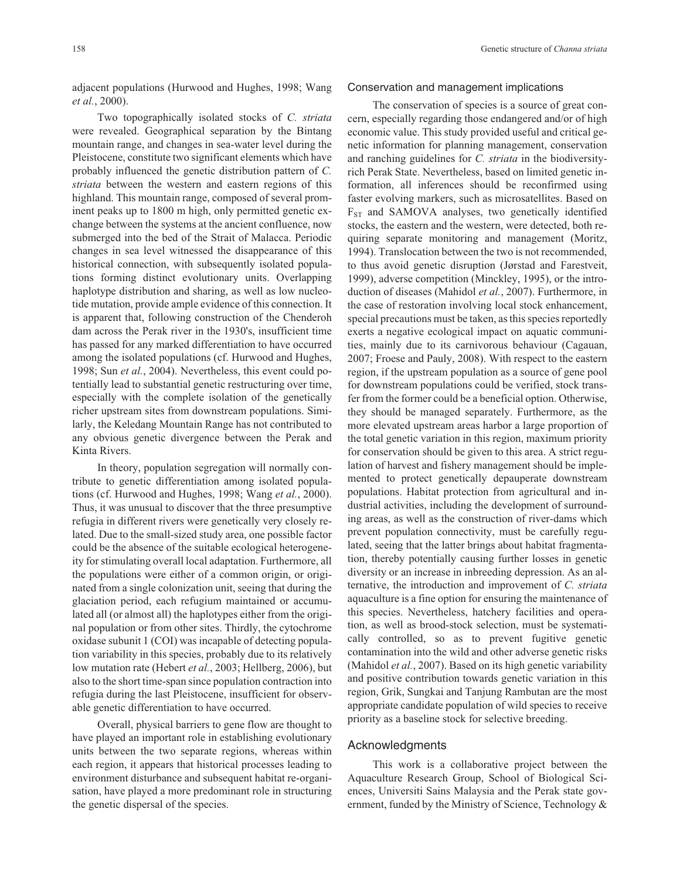adjacent populations (Hurwood and Hughes, 1998; Wang *et al.*, 2000).

Two topographically isolated stocks of *C. striata* were revealed. Geographical separation by the Bintang mountain range, and changes in sea-water level during the Pleistocene, constitute two significant elements which have probably influenced the genetic distribution pattern of *C. striata* between the western and eastern regions of this highland. This mountain range, composed of several prominent peaks up to 1800 m high, only permitted genetic exchange between the systems at the ancient confluence, now submerged into the bed of the Strait of Malacca. Periodic changes in sea level witnessed the disappearance of this historical connection, with subsequently isolated populations forming distinct evolutionary units. Overlapping haplotype distribution and sharing, as well as low nucleotide mutation, provide ample evidence of this connection. It is apparent that, following construction of the Chenderoh dam across the Perak river in the 1930's, insufficient time has passed for any marked differentiation to have occurred among the isolated populations (cf. Hurwood and Hughes, 1998; Sun *et al.*, 2004). Nevertheless, this event could potentially lead to substantial genetic restructuring over time, especially with the complete isolation of the genetically richer upstream sites from downstream populations. Similarly, the Keledang Mountain Range has not contributed to any obvious genetic divergence between the Perak and Kinta Rivers.

In theory, population segregation will normally contribute to genetic differentiation among isolated populations (cf. Hurwood and Hughes, 1998; Wang *et al.*, 2000). Thus, it was unusual to discover that the three presumptive refugia in different rivers were genetically very closely related. Due to the small-sized study area, one possible factor could be the absence of the suitable ecological heterogeneity for stimulating overall local adaptation. Furthermore, all the populations were either of a common origin, or originated from a single colonization unit, seeing that during the glaciation period, each refugium maintained or accumulated all (or almost all) the haplotypes either from the original population or from other sites. Thirdly, the cytochrome oxidase subunit 1 (COI) was incapable of detecting population variability in this species, probably due to its relatively low mutation rate (Hebert *et al.*, 2003; Hellberg, 2006), but also to the short time-span since population contraction into refugia during the last Pleistocene, insufficient for observable genetic differentiation to have occurred.

Overall, physical barriers to gene flow are thought to have played an important role in establishing evolutionary units between the two separate regions, whereas within each region, it appears that historical processes leading to environment disturbance and subsequent habitat re-organisation, have played a more predominant role in structuring the genetic dispersal of the species.

## Conservation and management implications

The conservation of species is a source of great concern, especially regarding those endangered and/or of high economic value. This study provided useful and critical genetic information for planning management, conservation and ranching guidelines for *C. striata* in the biodiversity-rich Perak State. Nevertheless, based on limited genetic information, all inferences should be reconfirmed using faster evolving markers, such as microsatellites. Based on $F_{ST}$ and SAMOVA analyses, two genetically identified stocks, the eastern and the western, were detected, both requiring separate monitoring and management (Moritz, 1994). Translocation between the two is not recommended, to thus avoid genetic disruption (Jørstad and Farestveit, 1999), adverse competition (Minckley, 1995), or the introduction of diseases (Mahidol *et al.*, 2007). Furthermore, in the case of restoration involving local stock enhancement, special precautions must be taken, as this species reportedly exerts a negative ecological impact on aquatic communities, mainly due to its carnivorous behaviour (Cagauan, 2007; Froese and Pauly, 2008). With respect to the eastern region, if the upstream population as a source of gene pool for downstream populations could be verified, stock transfer from the former could be a beneficial option. Otherwise, they should be managed separately. Furthermore, as the more elevated upstream areas harbor a large proportion of the total genetic variation in this region, maximum priority for conservation should be given to this area. A strict regulation of harvest and fishery management should be implemented to protect genetically depauperate downstream populations. Habitat protection from agricultural and industrial activities, including the development of surrounding areas, as well as the construction of river-dams which prevent population connectivity, must be carefully regulated, seeing that the latter brings about habitat fragmentation, thereby potentially causing further losses in genetic diversity or an increase in inbreeding depression. As an alternative, the introduction and improvement of *C. striata* aquaculture is a fine option for ensuring the maintenance of this species. Nevertheless, hatchery facilities and operation, as well as brood-stock selection, must be systematically controlled, so as to prevent fugitive genetic contamination into the wild and other adverse genetic risks (Mahidol *et al.*, 2007). Based on its high genetic variability and positive contribution towards genetic variation in this region, Grik, Sungkai and Tanjung Rambutan are the most appropriate candidate population of wild species to receive priority as a baseline stock for selective breeding.

## Acknowledgments

This work is a collaborative project between the Aquaculture Research Group, School of Biological Sciences, Universiti Sains Malaysia and the Perak state government, funded by the Ministry of Science, Technology &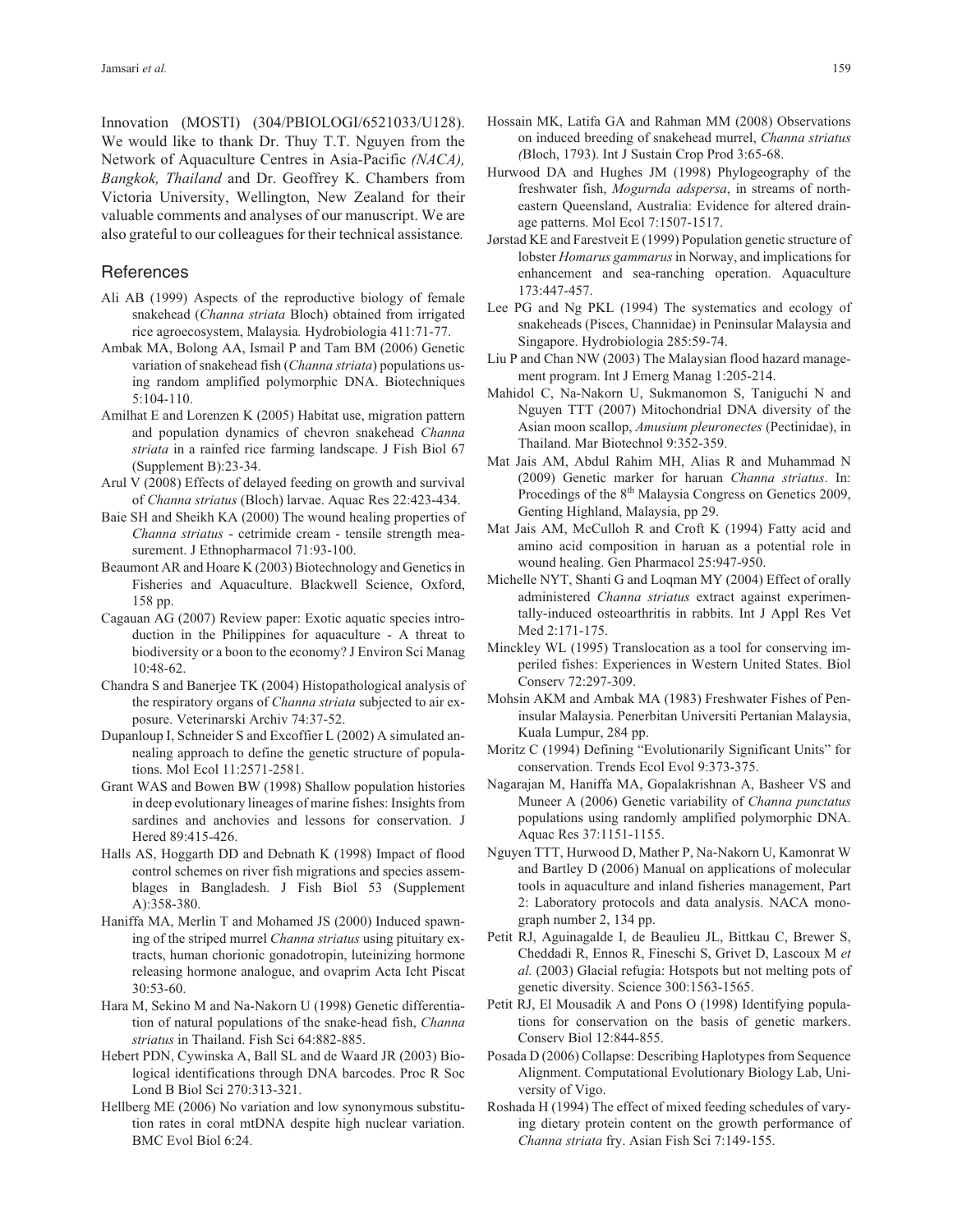Innovation (MOSTI) (304/PBIOLOGI/6521033/U128). We would like to thank Dr. Thuy T.T. Nguyen from the Network of Aquaculture Centres in Asia-Pacific *(NACA), Bangkok, Thailand* and Dr. Geoffrey K. Chambers from Victoria University, Wellington, New Zealand for their valuable comments and analyses of our manuscript. We are also grateful to our colleagues for their technical assistance.

## References

Ali AB (1999) Aspects of the reproductive biology of female snakehead (*Channa striata* Bloch) obtained from irrigated rice agroecosystem, Malaysia*.* Hydrobiologia 411:71-77.

Ambak MA, Bolong AA, Ismail P and Tam BM (2006) Genetic variation of snakehead fish (*Channa striata*) populations using random amplified polymorphic DNA. Biotechniques 5:104-110.

Amilhat E and Lorenzen K (2005) Habitat use, migration pattern and population dynamics of chevron snakehead *Channa striata* in a rainfed rice farming landscape. J Fish Biol 67 (Supplement B):23-34.

Arul V (2008) Effects of delayed feeding on growth and survival of *Channa striatus* (Bloch) larvae. Aquac Res 22:423-434.

Baie SH and Sheikh KA (2000) The wound healing properties of *Channa striatus* - cetrimide cream - tensile strength measurement. J Ethnopharmacol 71:93-100.

Beaumont AR and Hoare K (2003) Biotechnology and Genetics in Fisheries and Aquaculture. Blackwell Science, Oxford, 158 pp.

Cagauan AG (2007) Review paper: Exotic aquatic species introduction in the Philippines for aquaculture - A threat to biodiversity or a boon to the economy? J Environ Sci Manag 10:48-62.

Chandra S and Banerjee TK (2004) Histopathological analysis of the respiratory organs of *Channa striata* subjected to air exposure. Veterinarski Archiv 74:37-52.

Dupanloup I, Schneider S and Excoffier L (2002) A simulated annealing approach to define the genetic structure of populations. Mol Ecol 11:2571-2581.

Grant WAS and Bowen BW (1998) Shallow population histories in deep evolutionary lineages of marine fishes: Insights from sardines and anchovies and lessons for conservation. J Hered 89:415-426.

Halls AS, Hoggarth DD and Debnath K (1998) Impact of flood control schemes on river fish migrations and species assemblages in Bangladesh. J Fish Biol 53 (Supplement A):358-380.

Haniffa MA, Merlin T and Mohamed JS (2000) Induced spawning of the striped murrel *Channa striatus* using pituitary extracts, human chorionic gonadotropin, luteinizing hormone releasing hormone analogue, and ovaprim Acta Icht Piscat 30:53-60.

Hara M, Sekino M and Na-Nakorn U (1998) Genetic differentiation of natural populations of the snake-head fish, *Channa striatus* in Thailand. Fish Sci 64:882-885.

Hebert PDN, Cywinska A, Ball SL and de Waard JR (2003) Biological identifications through DNA barcodes. Proc R Soc Lond B Biol Sci 270:313-321.

Hellberg ME (2006) No variation and low synonymous substitution rates in coral mtDNA despite high nuclear variation. BMC Evol Biol 6:24.

Hossain MK, Latifa GA and Rahman MM (2008) Observations on induced breeding of snakehead murrel, *Channa striatus (*Bloch, 1793). Int J Sustain Crop Prod 3:65-68.

Hurwood DA and Hughes JM (1998) Phylogeography of the freshwater fish, *Mogurnda adspersa*, in streams of northeastern Queensland, Australia: Evidence for altered drainage patterns. Mol Ecol 7:1507-1517.

Jørstad KE and Farestveit E (1999) Population genetic structure of lobster *Homarus gammarus* in Norway, and implications for enhancement and sea-ranching operation. Aquaculture 173:447-457.

Lee PG and Ng PKL (1994) The systematics and ecology of snakeheads (Pisces, Channidae) in Peninsular Malaysia and Singapore. Hydrobiologia 285:59-74.

Liu P and Chan NW (2003) The Malaysian flood hazard management program. Int J Emerg Manag 1:205-214.

Mahidol C, Na-Nakorn U, Sukmanomon S, Taniguchi N and Nguyen TTT (2007) Mitochondrial DNA diversity of the Asian moon scallop, *Amusium pleuronectes* (Pectinidae), in Thailand. Mar Biotechnol 9:352-359.

Mat Jais AM, Abdul Rahim MH, Alias R and Muhammad N (2009) Genetic marker for haruan *Channa striatus*. In: Procedings of the 8th Malaysia Congress on Genetics 2009, Genting Highland, Malaysia, pp 29.

Mat Jais AM, McCulloh R and Croft K (1994) Fatty acid and amino acid composition in haruan as a potential role in wound healing. Gen Pharmacol 25:947-950.

Michelle NYT, Shanti G and Loqman MY (2004) Effect of orally administered *Channa striatus* extract against experimentally-induced osteoarthritis in rabbits. Int J Appl Res Vet Med 2:171-175.

Minckley WL (1995) Translocation as a tool for conserving imperiled fishes: Experiences in Western United States. Biol Conserv 72:297-309.

Mohsin AKM and Ambak MA (1983) Freshwater Fishes of Peninsular Malaysia. Penerbitan Universiti Pertanian Malaysia, Kuala Lumpur, 284 pp.

Moritz C (1994) Defining "Evolutionarily Significant Units" for conservation. Trends Ecol Evol 9:373-375.

Nagarajan M, Haniffa MA, Gopalakrishnan A, Basheer VS and Muneer A (2006) Genetic variability of *Channa punctatus* populations using randomly amplified polymorphic DNA. Aquac Res 37:1151-1155.

Nguyen TTT, Hurwood D, Mather P, Na-Nakorn U, Kamonrat W and Bartley D (2006) Manual on applications of molecular tools in aquaculture and inland fisheries management, Part 2: Laboratory protocols and data analysis. NACA monograph number 2, 134 pp.

Petit RJ, Aguinagalde I, de Beaulieu JL, Bittkau C, Brewer S, Cheddadi R, Ennos R, Fineschi S, Grivet D, Lascoux M *et al.* (2003) Glacial refugia: Hotspots but not melting pots of genetic diversity. Science 300:1563-1565.

Petit RJ, El Mousadik A and Pons O (1998) Identifying populations for conservation on the basis of genetic markers. Conserv Biol 12:844-855.

Posada D (2006) Collapse: Describing Haplotypes from Sequence Alignment. Computational Evolutionary Biology Lab, University of Vigo.

Roshada H (1994) The effect of mixed feeding schedules of varying dietary protein content on the growth performance of *Channa striata* fry. Asian Fish Sci 7:149-155.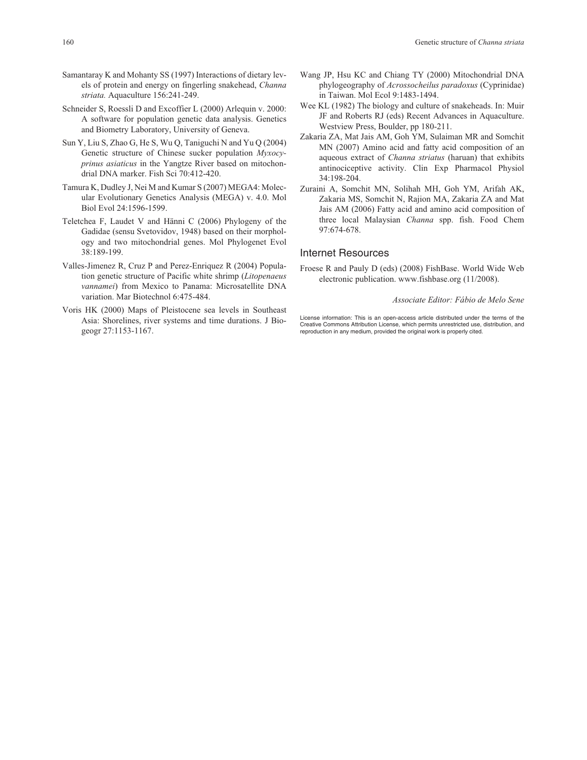Samantaray K and Mohanty SS (1997) Interactions of dietary levels of protein and energy on fingerling snakehead, *Channa striata.* Aquaculture 156:241-249.

Schneider S, Roessli D and Excoffier L (2000) Arlequin v. 2000: A software for population genetic data analysis. Genetics and Biometry Laboratory, University of Geneva.

Sun Y, Liu S, Zhao G, He S, Wu Q, Taniguchi N and Yu Q (2004) Genetic structure of Chinese sucker population *Myxocyprinus asiaticus* in the Yangtze River based on mitochondrial DNA marker. Fish Sci 70:412-420.

Tamura K, Dudley J, Nei M and Kumar S (2007) MEGA4: Molecular Evolutionary Genetics Analysis (MEGA) v. 4.0. Mol Biol Evol 24:1596-1599.

Teletchea F, Laudet V and Hänni C (2006) Phylogeny of the Gadidae (sensu Svetovidov, 1948) based on their morphology and two mitochondrial genes. Mol Phylogenet Evol 38:189-199.

Valles-Jimenez R, Cruz P and Perez-Enriquez R (2004) Population genetic structure of Pacific white shrimp (*Litopenaeus vannamei*) from Mexico to Panama: Microsatellite DNA variation. Mar Biotechnol 6:475-484.

Voris HK (2000) Maps of Pleistocene sea levels in Southeast Asia: Shorelines, river systems and time durations. J Biogeogr 27:1153-1167.

Wang JP, Hsu KC and Chiang TY (2000) Mitochondrial DNA phylogeography of *Acrossocheilus paradoxus* (Cyprinidae) in Taiwan. Mol Ecol 9:1483-1494.

Wee KL (1982) The biology and culture of snakeheads. In: Muir JF and Roberts RJ (eds) Recent Advances in Aquaculture. Westview Press, Boulder, pp 180-211.

Zakaria ZA, Mat Jais AM, Goh YM, Sulaiman MR and Somchit MN (2007) Amino acid and fatty acid composition of an aqueous extract of *Channa striatus* (haruan) that exhibits antinociceptive activity. Clin Exp Pharmacol Physiol 34:198-204.

Zuraini A, Somchit MN, Solihah MH, Goh YM, Arifah AK, Zakaria MS, Somchit N, Rajion MA, Zakaria ZA and Mat Jais AM (2006) Fatty acid and amino acid composition of three local Malaysian *Channa* spp. fish. Food Chem 97:674-678.

## Internet Resources

Froese R and Pauly D (eds) (2008) FishBase. World Wide Web electronic publication. www.fishbase.org (11/2008).

*Associate Editor: Fábio de Melo Sene*

License information: This is an open-access article distributed under the terms of the Creative Commons Attribution License, which permits unrestricted use, distribution, and reproduction in any medium, provided the original work is properly cited.